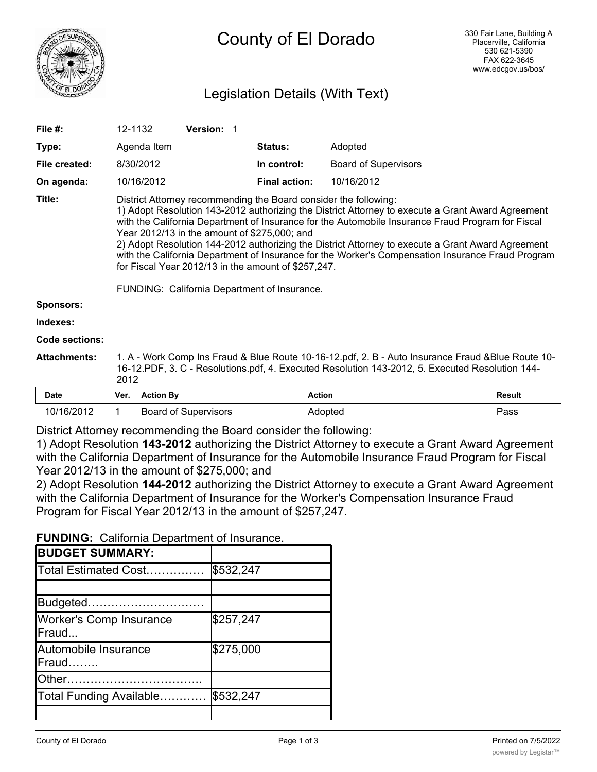# County of El Dorado

330 Fair Lane, Building A
Placerville, California
530 621-5390
FAX 622-3645
www.edcgov.us/bos/

## Legislation Details (With Text)

| | | | |
|---|---|---|---|
| **File #:** | 12-1132 **Version:** 1 | | |
| **Type:** | Agenda Item | **Status:** | Adopted |
| **File created:** | 8/30/2012 | **In control:** | Board of Supervisors |
| **On agenda:** | 10/16/2012 | **Final action:** | 10/16/2012 |

**Title:** District Attorney recommending the Board consider the following:
1) Adopt Resolution 143-2012 authorizing the District Attorney to execute a Grant Award Agreement with the California Department of Insurance for the Automobile Insurance Fraud Program for Fiscal Year 2012/13 in the amount of $275,000; and
2) Adopt Resolution 144-2012 authorizing the District Attorney to execute a Grant Award Agreement with the California Department of Insurance for the Worker's Compensation Insurance Fraud Program for Fiscal Year 2012/13 in the amount of $257,247.

FUNDING: California Department of Insurance.

**Sponsors:**

**Indexes:**

**Code sections:**

**Attachments:** 1. A - Work Comp Ins Fraud & Blue Route 10-16-12.pdf, 2. B - Auto Insurance Fraud &Blue Route 10-16-12.PDF, 3. C - Resolutions.pdf, 4. Executed Resolution 143-2012, 5. Executed Resolution 144-2012

| Date | Ver. | Action By | Action | Result |
|---|---|---|---|---|
| 10/16/2012 | 1 | Board of Supervisors | Adopted | Pass |

District Attorney recommending the Board consider the following:
1) Adopt Resolution **143-2012** authorizing the District Attorney to execute a Grant Award Agreement with the California Department of Insurance for the Automobile Insurance Fraud Program for Fiscal Year 2012/13 in the amount of $275,000; and
2) Adopt Resolution **144-2012** authorizing the District Attorney to execute a Grant Award Agreement with the California Department of Insurance for the Worker's Compensation Insurance Fraud Program for Fiscal Year 2012/13 in the amount of $257,247.

**FUNDING:** California Department of Insurance.

| **BUDGET SUMMARY:** | |
|---|---|
| Total Estimated Cost…………… | $532,247 |
| | |
| Budgeted………………………… | |
| Worker's Comp Insurance Fraud... | $257,247 |
| Automobile Insurance Fraud…….. | $275,000 |
| Other…………………………….. | |
| Total Funding Available………… | $532,247 |
| | |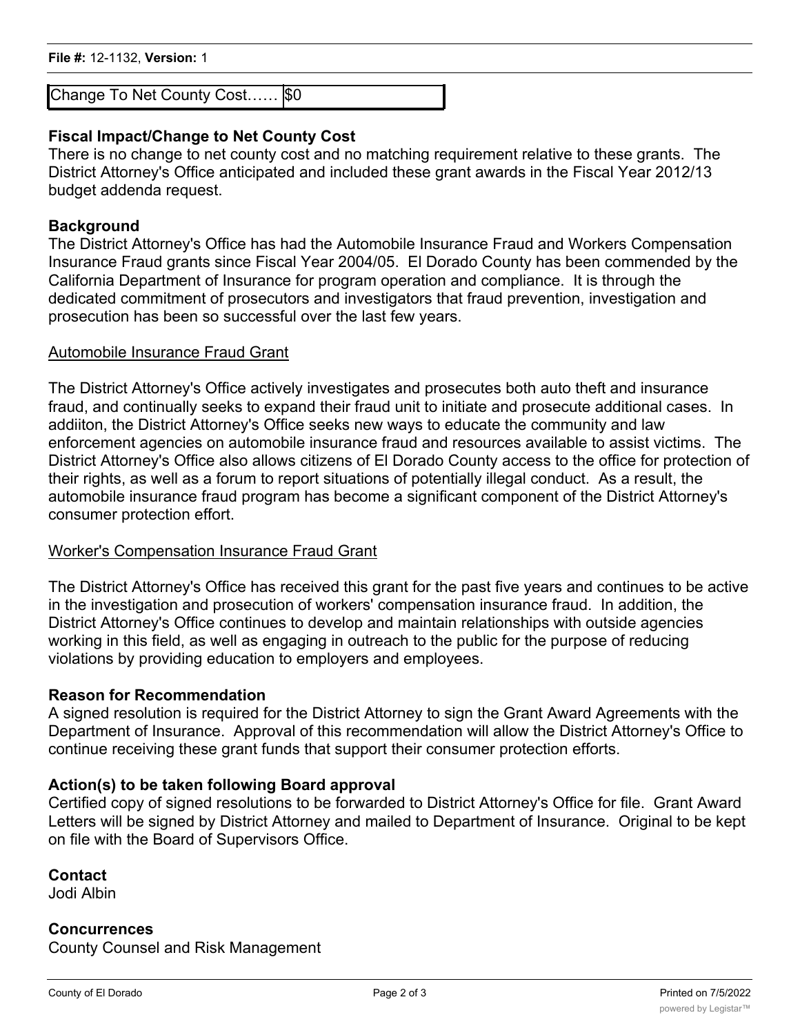| | |
|---|---|
| Change To Net County Cost…… | $0 |

**Fiscal Impact/Change to Net County Cost**
There is no change to net county cost and no matching requirement relative to these grants. The District Attorney's Office anticipated and included these grant awards in the Fiscal Year 2012/13 budget addenda request.

**Background**
The District Attorney's Office has had the Automobile Insurance Fraud and Workers Compensation Insurance Fraud grants since Fiscal Year 2004/05. El Dorado County has been commended by the California Department of Insurance for program operation and compliance. It is through the dedicated commitment of prosecutors and investigators that fraud prevention, investigation and prosecution has been so successful over the last few years.

<u>Automobile Insurance Fraud Grant</u>

The District Attorney's Office actively investigates and prosecutes both auto theft and insurance fraud, and continually seeks to expand their fraud unit to initiate and prosecute additional cases. In addiiton, the District Attorney's Office seeks new ways to educate the community and law enforcement agencies on automobile insurance fraud and resources available to assist victims. The District Attorney's Office also allows citizens of El Dorado County access to the office for protection of their rights, as well as a forum to report situations of potentially illegal conduct. As a result, the automobile insurance fraud program has become a significant component of the District Attorney's consumer protection effort.

<u>Worker's Compensation Insurance Fraud Grant</u>

The District Attorney's Office has received this grant for the past five years and continues to be active in the investigation and prosecution of workers' compensation insurance fraud. In addition, the District Attorney's Office continues to develop and maintain relationships with outside agencies working in this field, as well as engaging in outreach to the public for the purpose of reducing violations by providing education to employers and employees.

**Reason for Recommendation**
A signed resolution is required for the District Attorney to sign the Grant Award Agreements with the Department of Insurance. Approval of this recommendation will allow the District Attorney's Office to continue receiving these grant funds that support their consumer protection efforts.

**Action(s) to be taken following Board approval**
Certified copy of signed resolutions to be forwarded to District Attorney's Office for file. Grant Award Letters will be signed by District Attorney and mailed to Department of Insurance. Original to be kept on file with the Board of Supervisors Office.

**Contact**
Jodi Albin

**Concurrences**
County Counsel and Risk Management